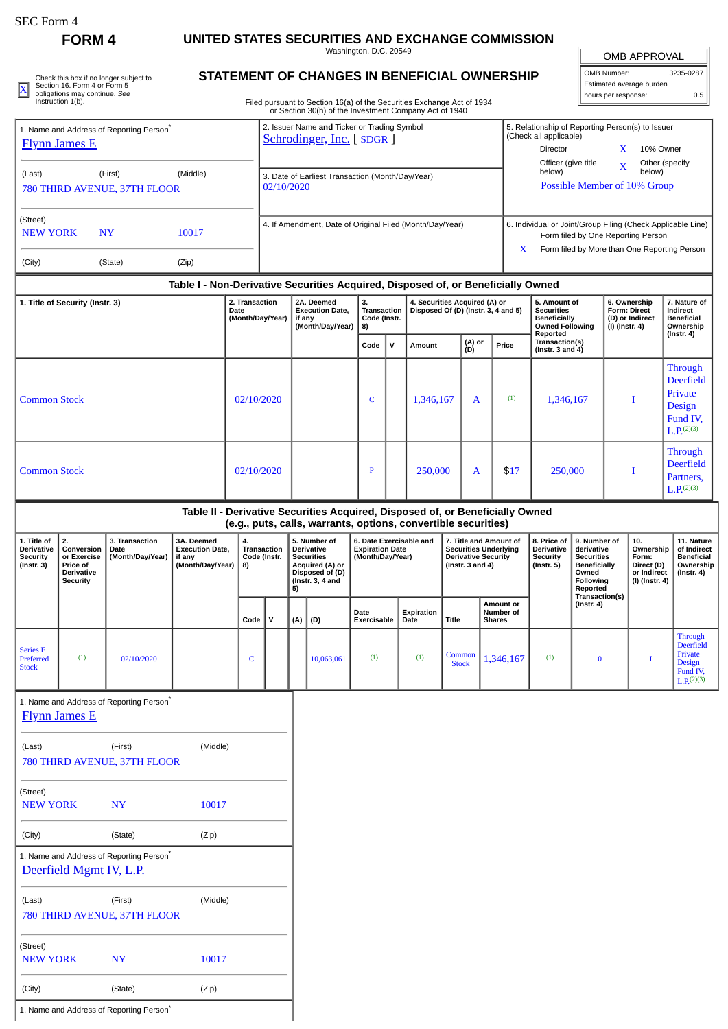SEC Form 4

# FORM 4

## UNITED STATES SECURITIES AND EXCHANGE COMMISSION

Washington, D.C. 20549

## STATEMENT OF CHANGES IN BENEFICIAL OWNERSHIP

Filed pursuant to Section 16(a) of the Securities Exchange Act of 1934
or Section 30(h) of the Investment Company Act of 1940

| OMB APPROVAL | |
|---|---|
| OMB Number: | 3235-0287 |
| Estimated average burden | |
| hours per response: | 0.5 |

[X] Check this box if no longer subject to Section 16. Form 4 or Form 5 obligations may continue. *See* Instruction 1(b).

1. Name and Address of Reporting Person*
Flynn James E

(Last) (First) (Middle)
780 THIRD AVENUE, 37TH FLOOR

(Street)
NEW YORK NY 10017

(City) (State) (Zip)

2. Issuer Name **and** Ticker or Trading Symbol
Schrodinger, Inc. [ SDGR ]

3. Date of Earliest Transaction (Month/Day/Year)
02/10/2020

4. If Amendment, Date of Original Filed (Month/Day/Year)

5. Relationship of Reporting Person(s) to Issuer (Check all applicable)
Director: X
10% Owner
Officer (give title below)
Other (specify below): X
Possible Member of 10% Group

6. Individual or Joint/Group Filing (Check Applicable Line)
Form filed by One Reporting Person
X Form filed by More than One Reporting Person

### Table I - Non-Derivative Securities Acquired, Disposed of, or Beneficially Owned

| 1. Title of Security (Instr. 3) | 2. Transaction Date (Month/Day/Year) | 2A. Deemed Execution Date, if any (Month/Day/Year) | 3. Transaction Code (Instr. 8) | | 4. Securities Acquired (A) or Disposed Of (D) (Instr. 3, 4 and 5) | | | 5. Amount of Securities Beneficially Owned Following Reported Transaction(s) (Instr. 3 and 4) | 6. Ownership Form: Direct (D) or Indirect (I) (Instr. 4) | 7. Nature of Indirect Beneficial Ownership (Instr. 4) |
|---|---|---|---|---|---|---|---|---|---|---|
| | | | Code | V | Amount | (A) or (D) | Price | | | |
| Common Stock | 02/10/2020 | | C | | 1,346,167 | A | (1) | 1,346,167 | I | Through Deerfield Private Design Fund IV, L.P.(2)(3) |
| Common Stock | 02/10/2020 | | P | | 250,000 | A | $17 | 250,000 | I | Through Deerfield Partners, L.P.(2)(3) |

### Table II - Derivative Securities Acquired, Disposed of, or Beneficially Owned (e.g., puts, calls, warrants, options, convertible securities)

| 1. Title of Derivative Security (Instr. 3) | 2. Conversion or Exercise Price of Derivative Security | 3. Transaction Date (Month/Day/Year) | 3A. Deemed Execution Date, if any (Month/Day/Year) | 4. Transaction Code (Instr. 8) | | 5. Number of Derivative Securities Acquired (A) or Disposed of (D) (Instr. 3, 4 and 5) | | 6. Date Exercisable and Expiration Date (Month/Day/Year) | | 7. Title and Amount of Securities Underlying Derivative Security (Instr. 3 and 4) | | 8. Price of Derivative Security (Instr. 5) | 9. Number of derivative Securities Beneficially Owned Following Reported Transaction(s) (Instr. 4) | 10. Ownership Form: Direct (D) or Indirect (I) (Instr. 4) | 11. Nature of Indirect Beneficial Ownership (Instr. 4) |
|---|---|---|---|---|---|---|---|---|---|---|---|---|---|---|---|
| | | | | Code | V | (A) | (D) | Date Exercisable | Expiration Date | Title | Amount or Number of Shares | | | | |
| Series E Preferred Stock | (1) | 02/10/2020 | | C | | | 10,063,061 | (1) | (1) | Common Stock | 1,346,167 | (1) | 0 | I | Through Deerfield Private Design Fund IV, L.P.(2)(3) |

1. Name and Address of Reporting Person*
Flynn James E

(Last) (First) (Middle)
780 THIRD AVENUE, 37TH FLOOR

(Street)
NEW YORK NY 10017

(City) (State) (Zip)

1. Name and Address of Reporting Person*
Deerfield Mgmt IV, L.P.

(Last) (First) (Middle)
780 THIRD AVENUE, 37TH FLOOR

(Street)
NEW YORK NY 10017

(City) (State) (Zip)

1. Name and Address of Reporting Person*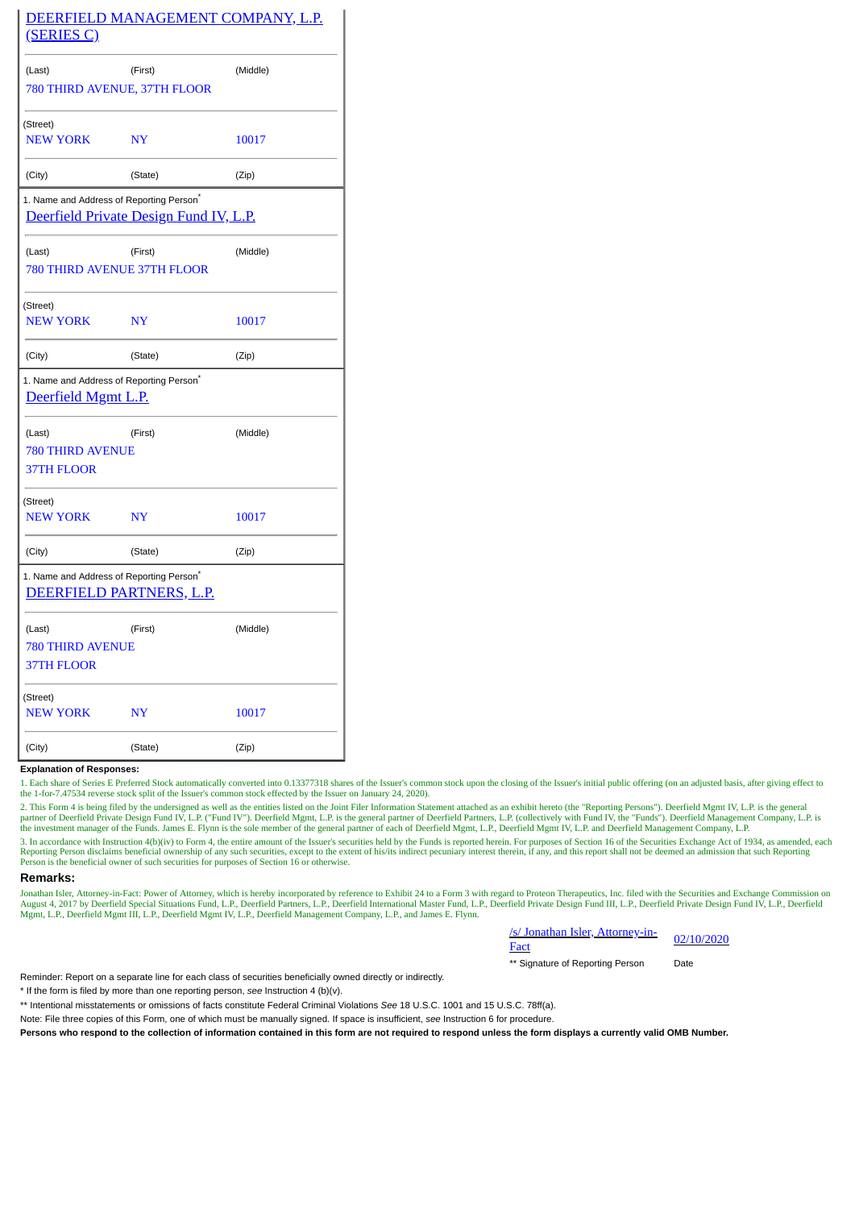DEERFIELD MANAGEMENT COMPANY, L.P. (SERIES C)

| (Last) | (First) | (Middle) |
|---|---|---|
| 780 THIRD AVENUE, 37TH FLOOR | | |
| (Street) | | |
| NEW YORK | NY | 10017 |
| (City) | (State) | (Zip) |

1. Name and Address of Reporting Person*

Deerfield Private Design Fund IV, L.P.

| (Last) | (First) | (Middle) |
|---|---|---|
| 780 THIRD AVENUE 37TH FLOOR | | |
| (Street) | | |
| NEW YORK | NY | 10017 |
| (City) | (State) | (Zip) |

1. Name and Address of Reporting Person*

Deerfield Mgmt L.P.

| (Last) | (First) | (Middle) |
|---|---|---|
| 780 THIRD AVENUE 37TH FLOOR | | |
| (Street) | | |
| NEW YORK | NY | 10017 |
| (City) | (State) | (Zip) |

1. Name and Address of Reporting Person*

DEERFIELD PARTNERS, L.P.

| (Last) | (First) | (Middle) |
|---|---|---|
| 780 THIRD AVENUE 37TH FLOOR | | |
| (Street) | | |
| NEW YORK | NY | 10017 |
| (City) | (State) | (Zip) |

**Explanation of Responses:**

1. Each share of Series E Preferred Stock automatically converted into 0.13377318 shares of the Issuer's common stock upon the closing of the Issuer's initial public offering (on an adjusted basis, after giving effect to the 1-for-7.47534 reverse stock split of the Issuer's common stock effected by the Issuer on January 24, 2020).

2. This Form 4 is being filed by the undersigned as well as the entities listed on the Joint Filer Information Statement attached as an exhibit hereto (the "Reporting Persons"). Deerfield Mgmt IV, L.P. is the general partner of Deerfield Private Design Fund IV, L.P. ("Fund IV"). Deerfield Mgmt, L.P. is the general partner of Deerfield Partners, L.P. (collectively with Fund IV, the "Funds"). Deerfield Management Company, L.P. is the investment manager of the Funds. James E. Flynn is the sole member of the general partner of each of Deerfield Mgmt, L.P., Deerfield Mgmt IV, L.P. and Deerfield Management Company, L.P.

3. In accordance with Instruction 4(b)(iv) to Form 4, the entire amount of the Issuer's securities held by the Funds is reported herein. For purposes of Section 16 of the Securities Exchange Act of 1934, as amended, each Reporting Person disclaims beneficial ownership of any such securities, except to the extent of his/its indirect pecuniary interest therein, if any, and this report shall not be deemed an admission that such Reporting Person is the beneficial owner of such securities for purposes of Section 16 or otherwise.

**Remarks:**

Jonathan Isler, Attorney-in-Fact: Power of Attorney, which is hereby incorporated by reference to Exhibit 24 to a Form 3 with regard to Proteon Therapeutics, Inc. filed with the Securities and Exchange Commission on August 4, 2017 by Deerfield Special Situations Fund, L.P., Deerfield Partners, L.P., Deerfield International Master Fund, L.P., Deerfield Private Design Fund III, L.P., Deerfield Private Design Fund IV, L.P., Deerfield Mgmt, L.P., Deerfield Mgmt III, L.P., Deerfield Mgmt IV, L.P., Deerfield Management Company, L.P., and James E. Flynn.

| /s/ Jonathan Isler, Attorney-in-Fact | 02/10/2020 |
|---|---|
| ** Signature of Reporting Person | Date |

Reminder: Report on a separate line for each class of securities beneficially owned directly or indirectly.

* If the form is filed by more than one reporting person, *see* Instruction 4 (b)(v).

** Intentional misstatements or omissions of facts constitute Federal Criminal Violations *See* 18 U.S.C. 1001 and 15 U.S.C. 78ff(a).

Note: File three copies of this Form, one of which must be manually signed. If space is insufficient, *see* Instruction 6 for procedure.

**Persons who respond to the collection of information contained in this form are not required to respond unless the form displays a currently valid OMB Number.**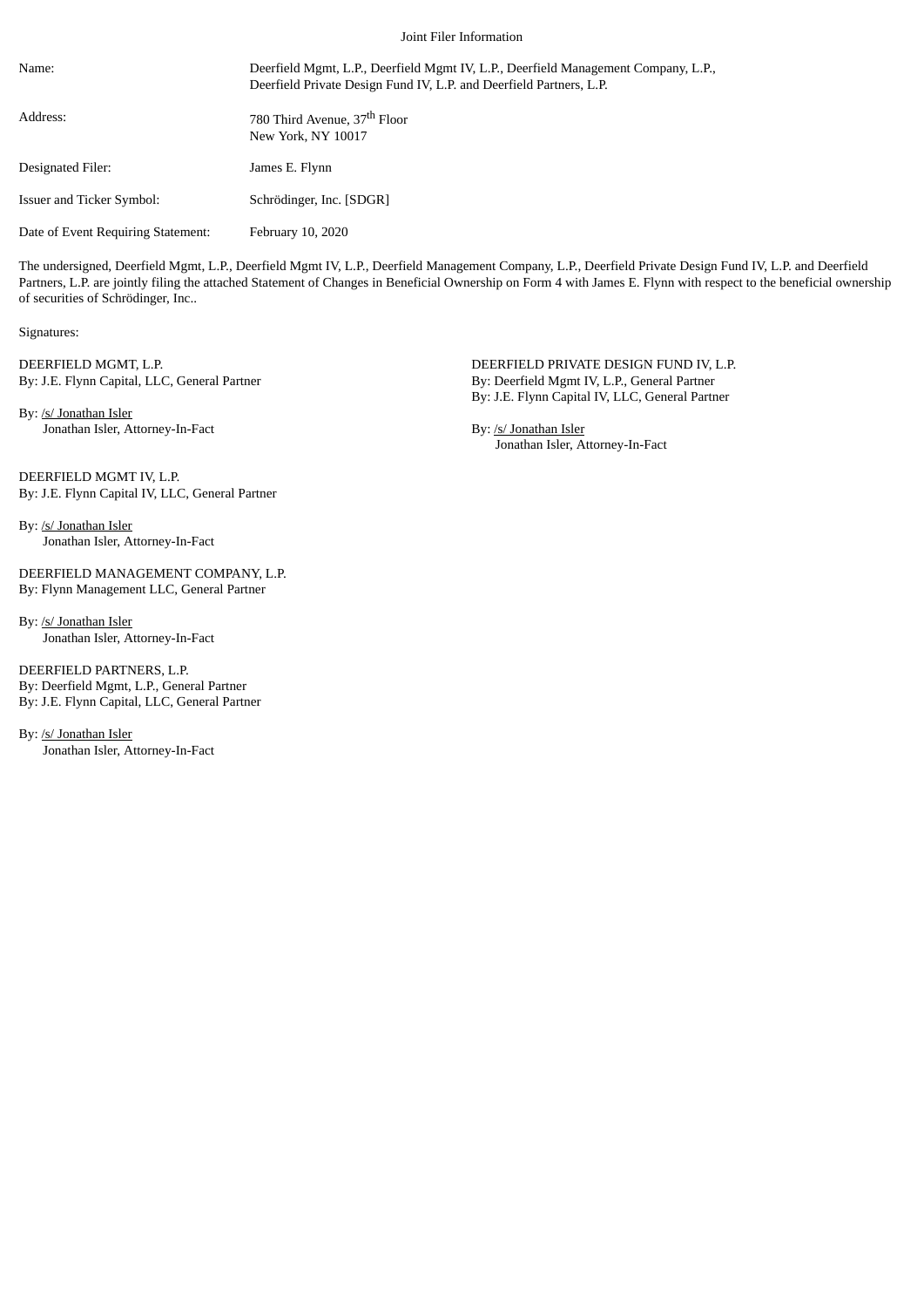Joint Filer Information

| | |
|---|---|
| Name: | Deerfield Mgmt, L.P., Deerfield Mgmt IV, L.P., Deerfield Management Company, L.P., Deerfield Private Design Fund IV, L.P. and Deerfield Partners, L.P. |
| Address: | 780 Third Avenue, 37th Floor<br>New York, NY 10017 |
| Designated Filer: | James E. Flynn |
| Issuer and Ticker Symbol: | Schrödinger, Inc. [SDGR] |
| Date of Event Requiring Statement: | February 10, 2020 |

The undersigned, Deerfield Mgmt, L.P., Deerfield Mgmt IV, L.P., Deerfield Management Company, L.P., Deerfield Private Design Fund IV, L.P. and Deerfield Partners, L.P. are jointly filing the attached Statement of Changes in Beneficial Ownership on Form 4 with James E. Flynn with respect to the beneficial ownership of securities of Schrödinger, Inc..

Signatures:

DEERFIELD MGMT, L.P.
By: J.E. Flynn Capital, LLC, General Partner

By: /s/ Jonathan Isler
Jonathan Isler, Attorney-In-Fact

DEERFIELD MGMT IV, L.P.
By: J.E. Flynn Capital IV, LLC, General Partner

By: /s/ Jonathan Isler
Jonathan Isler, Attorney-In-Fact

DEERFIELD MANAGEMENT COMPANY, L.P.
By: Flynn Management LLC, General Partner

By: /s/ Jonathan Isler
Jonathan Isler, Attorney-In-Fact

DEERFIELD PARTNERS, L.P.
By: Deerfield Mgmt, L.P., General Partner
By: J.E. Flynn Capital, LLC, General Partner

By: /s/ Jonathan Isler
Jonathan Isler, Attorney-In-Fact

DEERFIELD PRIVATE DESIGN FUND IV, L.P.
By: Deerfield Mgmt IV, L.P., General Partner
By: J.E. Flynn Capital IV, LLC, General Partner

By: /s/ Jonathan Isler
Jonathan Isler, Attorney-In-Fact